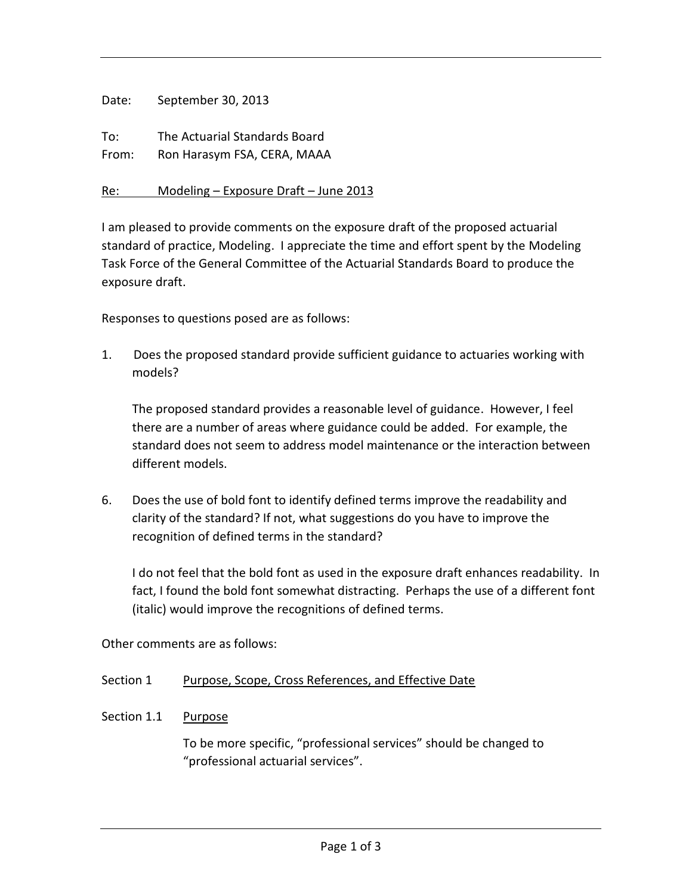Date: September 30, 2013

To: The Actuarial Standards Board
From: Ron Harasym FSA, CERA, MAAA

Re: Modeling – Exposure Draft – June 2013

I am pleased to provide comments on the exposure draft of the proposed actuarial standard of practice, Modeling. I appreciate the time and effort spent by the Modeling Task Force of the General Committee of the Actuarial Standards Board to produce the exposure draft.

Responses to questions posed are as follows:

1. Does the proposed standard provide sufficient guidance to actuaries working with models?

   The proposed standard provides a reasonable level of guidance. However, I feel there are a number of areas where guidance could be added. For example, the standard does not seem to address model maintenance or the interaction between different models.

6. Does the use of bold font to identify defined terms improve the readability and clarity of the standard? If not, what suggestions do you have to improve the recognition of defined terms in the standard?

   I do not feel that the bold font as used in the exposure draft enhances readability. In fact, I found the bold font somewhat distracting. Perhaps the use of a different font (italic) would improve the recognitions of defined terms.

Other comments are as follows:

Section 1 Purpose, Scope, Cross References, and Effective Date

Section 1.1 Purpose

To be more specific, "professional services" should be changed to "professional actuarial services".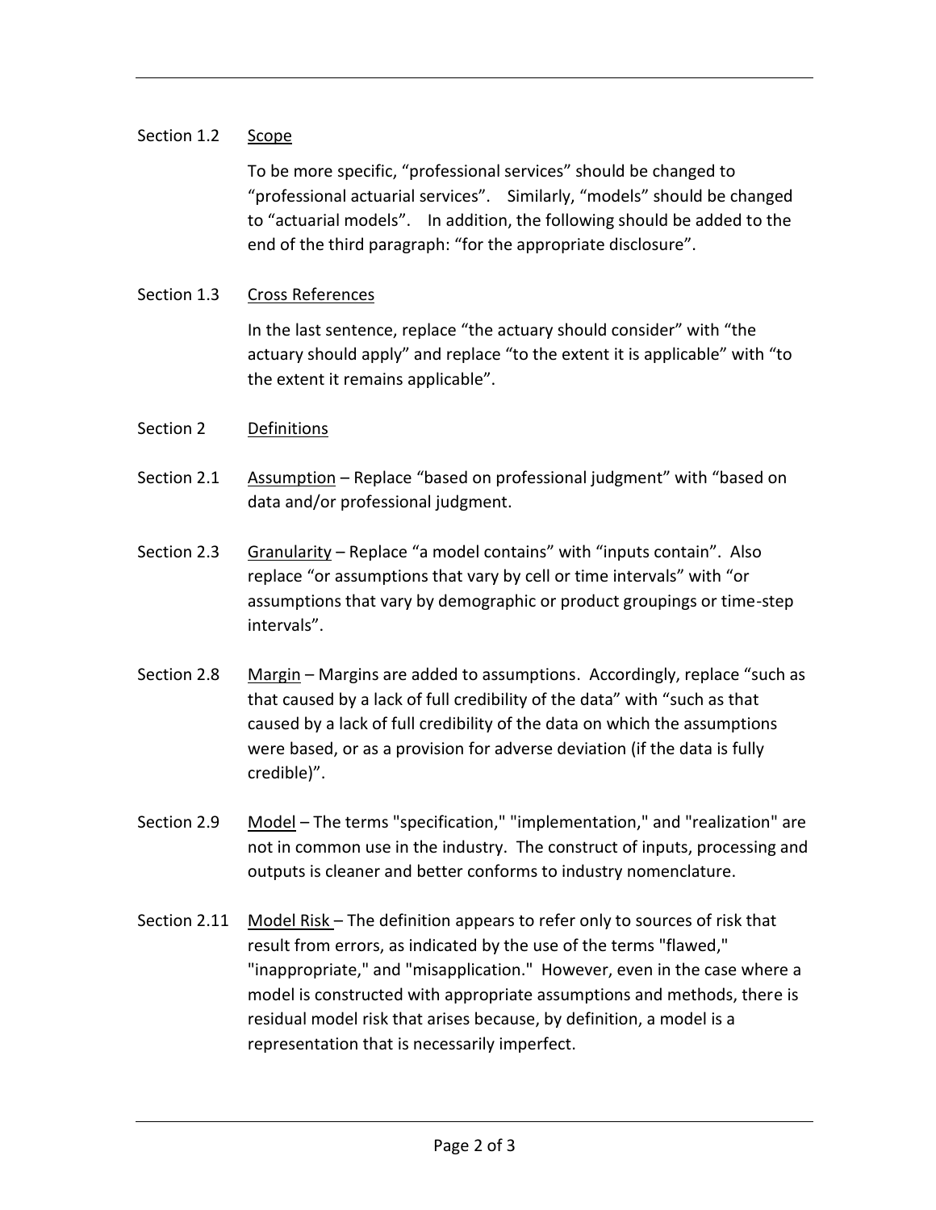Section 1.2 Scope

To be more specific, "professional services" should be changed to "professional actuarial services". Similarly, "models" should be changed to "actuarial models". In addition, the following should be added to the end of the third paragraph: "for the appropriate disclosure".

Section 1.3 Cross References

In the last sentence, replace "the actuary should consider" with "the actuary should apply" and replace "to the extent it is applicable" with "to the extent it remains applicable".

Section 2 Definitions

Section 2.1 Assumption – Replace "based on professional judgment" with "based on data and/or professional judgment.

Section 2.3 Granularity – Replace "a model contains" with "inputs contain". Also replace "or assumptions that vary by cell or time intervals" with "or assumptions that vary by demographic or product groupings or time-step intervals".

Section 2.8 Margin – Margins are added to assumptions. Accordingly, replace "such as that caused by a lack of full credibility of the data" with "such as that caused by a lack of full credibility of the data on which the assumptions were based, or as a provision for adverse deviation (if the data is fully credible)".

Section 2.9 Model – The terms "specification," "implementation," and "realization" are not in common use in the industry. The construct of inputs, processing and outputs is cleaner and better conforms to industry nomenclature.

Section 2.11 Model Risk – The definition appears to refer only to sources of risk that result from errors, as indicated by the use of the terms "flawed," "inappropriate," and "misapplication." However, even in the case where a model is constructed with appropriate assumptions and methods, there is residual model risk that arises because, by definition, a model is a representation that is necessarily imperfect.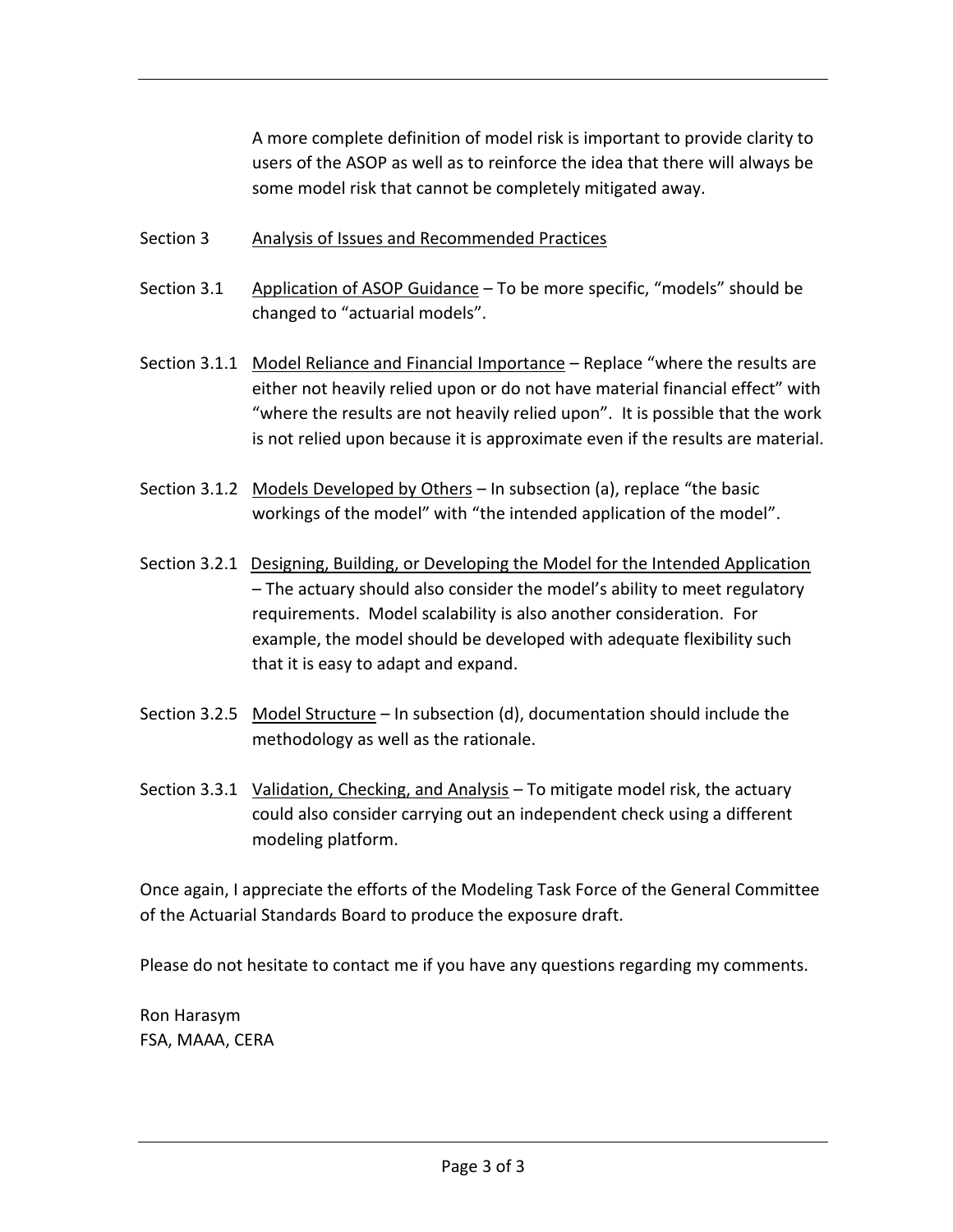A more complete definition of model risk is important to provide clarity to users of the ASOP as well as to reinforce the idea that there will always be some model risk that cannot be completely mitigated away.

Section 3 Analysis of Issues and Recommended Practices

Section 3.1 Application of ASOP Guidance – To be more specific, "models" should be changed to "actuarial models".

Section 3.1.1 Model Reliance and Financial Importance – Replace "where the results are either not heavily relied upon or do not have material financial effect" with "where the results are not heavily relied upon". It is possible that the work is not relied upon because it is approximate even if the results are material.

Section 3.1.2 Models Developed by Others – In subsection (a), replace "the basic workings of the model" with "the intended application of the model".

Section 3.2.1 Designing, Building, or Developing the Model for the Intended Application – The actuary should also consider the model's ability to meet regulatory requirements. Model scalability is also another consideration. For example, the model should be developed with adequate flexibility such that it is easy to adapt and expand.

Section 3.2.5 Model Structure – In subsection (d), documentation should include the methodology as well as the rationale.

Section 3.3.1 Validation, Checking, and Analysis – To mitigate model risk, the actuary could also consider carrying out an independent check using a different modeling platform.

Once again, I appreciate the efforts of the Modeling Task Force of the General Committee of the Actuarial Standards Board to produce the exposure draft.

Please do not hesitate to contact me if you have any questions regarding my comments.

Ron Harasym
FSA, MAAA, CERA